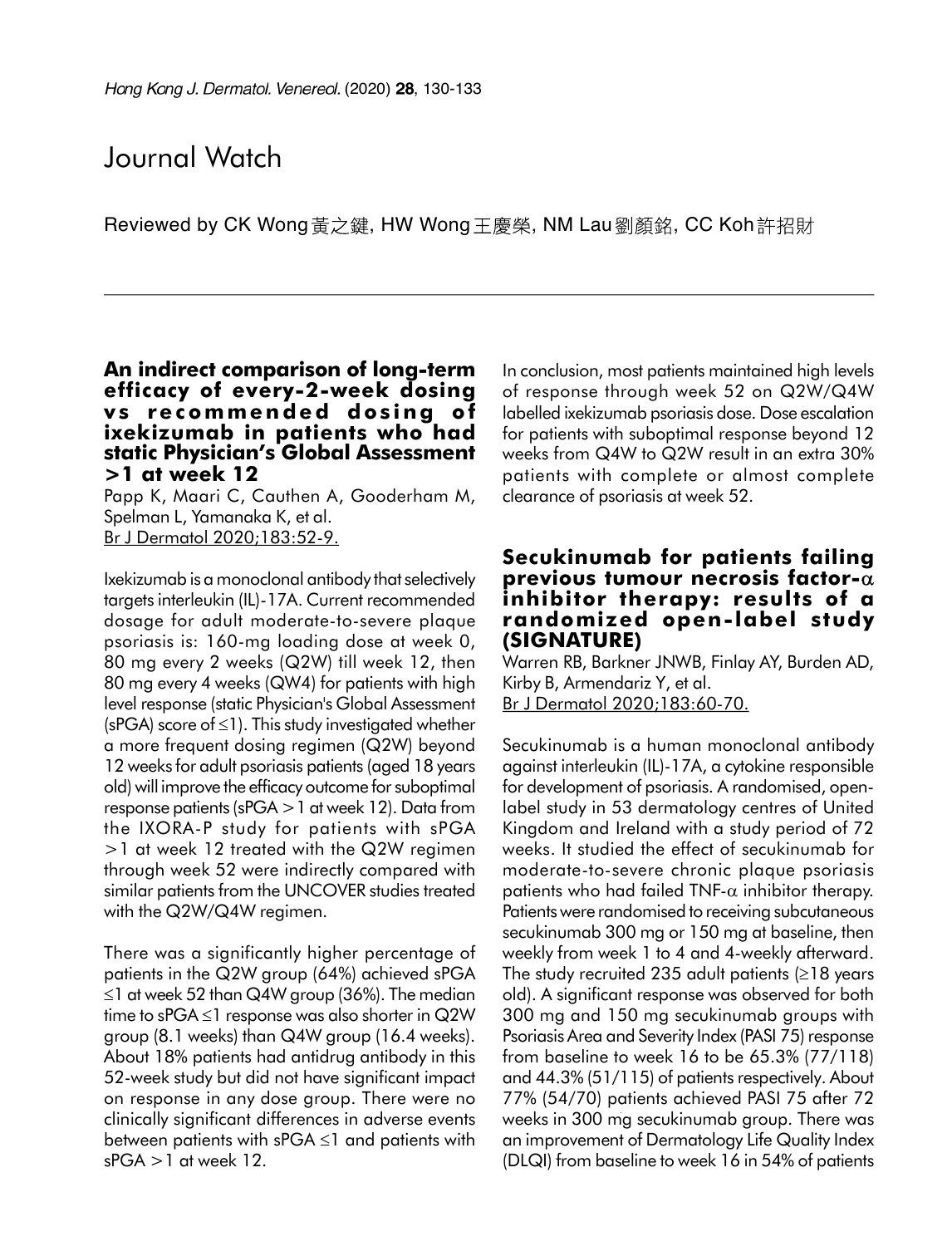# Journal Watch

Reviewed by CK Wong 黃之鍵, HW Wong 王慶榮, NM Lau 劉顏銘, CC Koh 許招財

## An indirect comparison of long-term efficacy of every-2-week dosing vs recommended dosing of ixekizumab in patients who had static Physician's Global Assessment >1 at week 12

Papp K, Maari C, Cauthen A, Gooderham M, Spelman L, Yamanaka K, et al.
Br J Dermatol 2020;183:52-9.

Ixekizumab is a monoclonal antibody that selectively targets interleukin (IL)-17A. Current recommended dosage for adult moderate-to-severe plaque psoriasis is: 160-mg loading dose at week 0, 80 mg every 2 weeks (Q2W) till week 12, then 80 mg every 4 weeks (QW4) for patients with high level response (static Physician's Global Assessment (sPGA) score of ≤1). This study investigated whether a more frequent dosing regimen (Q2W) beyond 12 weeks for adult psoriasis patients (aged 18 years old) will improve the efficacy outcome for suboptimal response patients (sPGA >1 at week 12). Data from the IXORA-P study for patients with sPGA >1 at week 12 treated with the Q2W regimen through week 52 were indirectly compared with similar patients from the UNCOVER studies treated with the Q2W/Q4W regimen.

There was a significantly higher percentage of patients in the Q2W group (64%) achieved sPGA ≤1 at week 52 than Q4W group (36%). The median time to sPGA ≤1 response was also shorter in Q2W group (8.1 weeks) than Q4W group (16.4 weeks). About 18% patients had antidrug antibody in this 52-week study but did not have significant impact on response in any dose group. There were no clinically significant differences in adverse events between patients with sPGA ≤1 and patients with sPGA >1 at week 12.

In conclusion, most patients maintained high levels of response through week 52 on Q2W/Q4W labelled ixekizumab psoriasis dose. Dose escalation for patients with suboptimal response beyond 12 weeks from Q4W to Q2W result in an extra 30% patients with complete or almost complete clearance of psoriasis at week 52.

## Secukinumab for patients failing previous tumour necrosis factor-α inhibitor therapy: results of a randomized open-label study (SIGNATURE)

Warren RB, Barkner JNWB, Finlay AY, Burden AD, Kirby B, Armendariz Y, et al.
Br J Dermatol 2020;183:60-70.

Secukinumab is a human monoclonal antibody against interleukin (IL)-17A, a cytokine responsible for development of psoriasis. A randomised, open-label study in 53 dermatology centres of United Kingdom and Ireland with a study period of 72 weeks. It studied the effect of secukinumab for moderate-to-severe chronic plaque psoriasis patients who had failed TNF-α inhibitor therapy. Patients were randomised to receiving subcutaneous secukinumab 300 mg or 150 mg at baseline, then weekly from week 1 to 4 and 4-weekly afterward. The study recruited 235 adult patients (≥18 years old). A significant response was observed for both 300 mg and 150 mg secukinumab groups with Psoriasis Area and Severity Index (PASI 75) response from baseline to week 16 to be 65.3% (77/118) and 44.3% (51/115) of patients respectively. About 77% (54/70) patients achieved PASI 75 after 72 weeks in 300 mg secukinumab group. There was an improvement of Dermatology Life Quality Index (DLQI) from baseline to week 16 in 54% of patients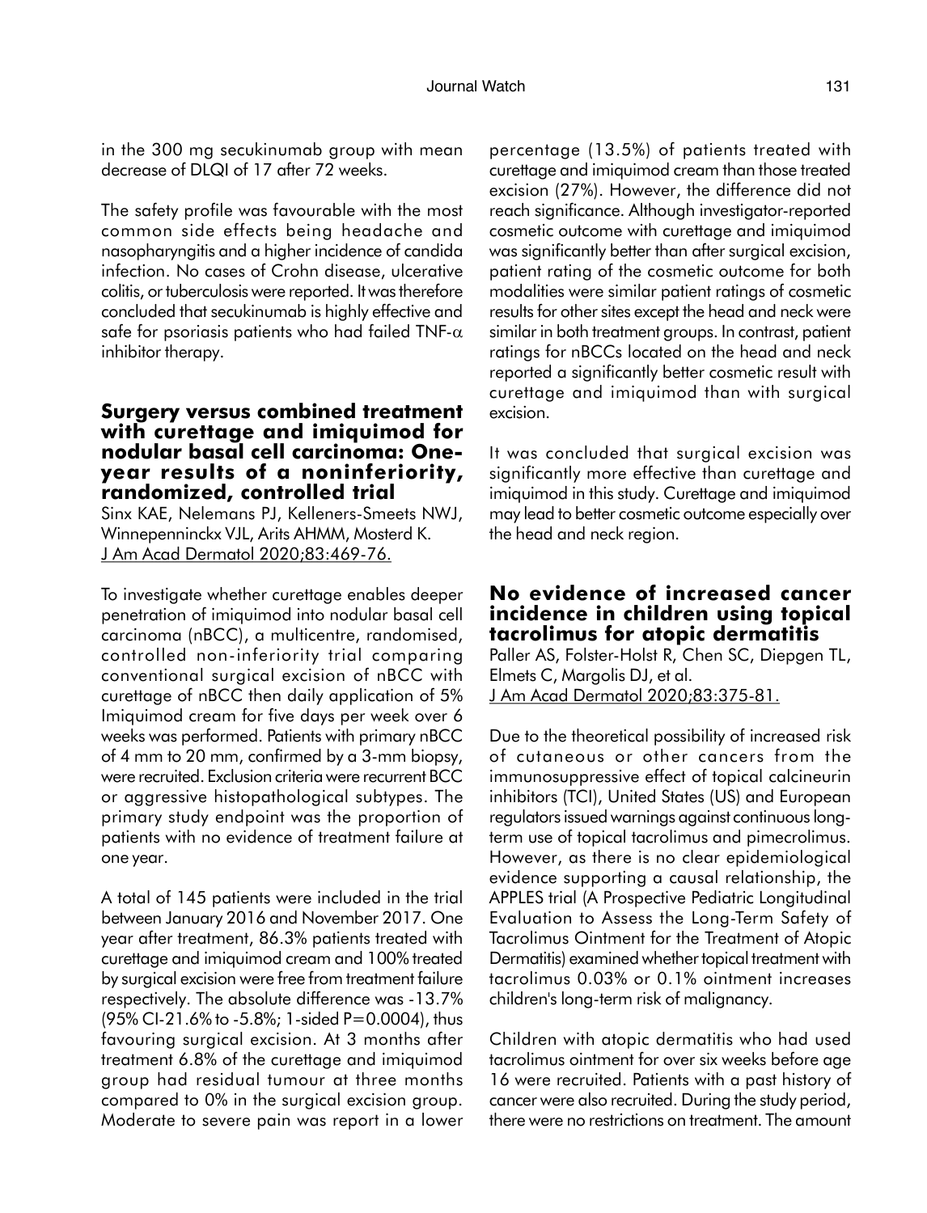in the 300 mg secukinumab group with mean decrease of DLQI of 17 after 72 weeks.

The safety profile was favourable with the most common side effects being headache and nasopharyngitis and a higher incidence of candida infection. No cases of Crohn disease, ulcerative colitis, or tuberculosis were reported. It was therefore concluded that secukinumab is highly effective and safe for psoriasis patients who had failed TNF-$\alpha$ inhibitor therapy.

## Surgery versus combined treatment with curettage and imiquimod for nodular basal cell carcinoma: One-year results of a noninferiority, randomized, controlled trial

Sinx KAE, Nelemans PJ, Kelleners-Smeets NWJ, Winnepenninckx VJL, Arits AHMM, Mosterd K.
J Am Acad Dermatol 2020;83:469-76.

To investigate whether curettage enables deeper penetration of imiquimod into nodular basal cell carcinoma (nBCC), a multicentre, randomised, controlled non-inferiority trial comparing conventional surgical excision of nBCC with curettage of nBCC then daily application of 5% Imiquimod cream for five days per week over 6 weeks was performed. Patients with primary nBCC of 4 mm to 20 mm, confirmed by a 3-mm biopsy, were recruited. Exclusion criteria were recurrent BCC or aggressive histopathological subtypes. The primary study endpoint was the proportion of patients with no evidence of treatment failure at one year.

A total of 145 patients were included in the trial between January 2016 and November 2017. One year after treatment, 86.3% patients treated with curettage and imiquimod cream and 100% treated by surgical excision were free from treatment failure respectively. The absolute difference was -13.7% (95% CI-21.6% to -5.8%; 1-sided P=0.0004), thus favouring surgical excision. At 3 months after treatment 6.8% of the curettage and imiquimod group had residual tumour at three months compared to 0% in the surgical excision group. Moderate to severe pain was report in a lower percentage (13.5%) of patients treated with curettage and imiquimod cream than those treated excision (27%). However, the difference did not reach significance. Although investigator-reported cosmetic outcome with curettage and imiquimod was significantly better than after surgical excision, patient rating of the cosmetic outcome for both modalities were similar patient ratings of cosmetic results for other sites except the head and neck were similar in both treatment groups. In contrast, patient ratings for nBCCs located on the head and neck reported a significantly better cosmetic result with curettage and imiquimod than with surgical excision.

It was concluded that surgical excision was significantly more effective than curettage and imiquimod in this study. Curettage and imiquimod may lead to better cosmetic outcome especially over the head and neck region.

## No evidence of increased cancer incidence in children using topical tacrolimus for atopic dermatitis

Paller AS, Folster-Holst R, Chen SC, Diepgen TL, Elmets C, Margolis DJ, et al.
J Am Acad Dermatol 2020;83:375-81.

Due to the theoretical possibility of increased risk of cutaneous or other cancers from the immunosuppressive effect of topical calcineurin inhibitors (TCI), United States (US) and European regulators issued warnings against continuous long-term use of topical tacrolimus and pimecrolimus. However, as there is no clear epidemiological evidence supporting a causal relationship, the APPLES trial (A Prospective Pediatric Longitudinal Evaluation to Assess the Long-Term Safety of Tacrolimus Ointment for the Treatment of Atopic Dermatitis) examined whether topical treatment with tacrolimus 0.03% or 0.1% ointment increases children's long-term risk of malignancy.

Children with atopic dermatitis who had used tacrolimus ointment for over six weeks before age 16 were recruited. Patients with a past history of cancer were also recruited. During the study period, there were no restrictions on treatment. The amount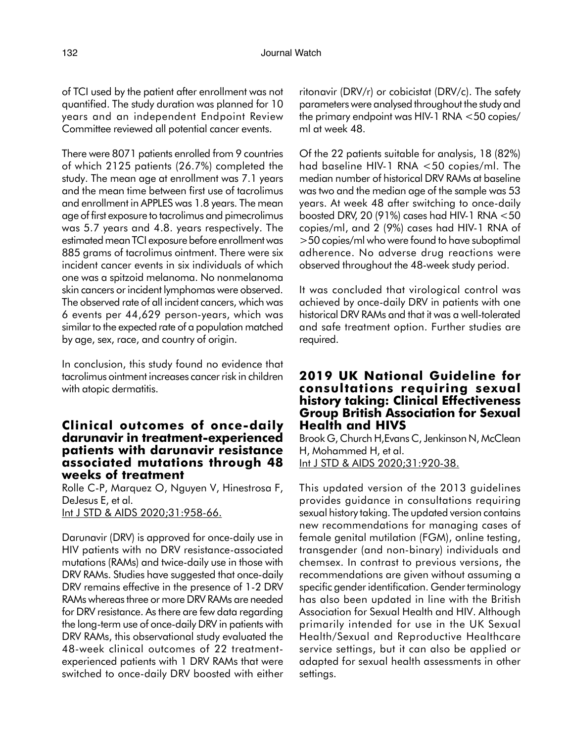of TCI used by the patient after enrollment was not quantified. The study duration was planned for 10 years and an independent Endpoint Review Committee reviewed all potential cancer events.

There were 8071 patients enrolled from 9 countries of which 2125 patients (26.7%) completed the study. The mean age at enrollment was 7.1 years and the mean time between first use of tacrolimus and enrollment in APPLES was 1.8 years. The mean age of first exposure to tacrolimus and pimecrolimus was 5.7 years and 4.8. years respectively. The estimated mean TCI exposure before enrollment was 885 grams of tacrolimus ointment. There were six incident cancer events in six individuals of which one was a spitzoid melanoma. No nonmelanoma skin cancers or incident lymphomas were observed. The observed rate of all incident cancers, which was 6 events per 44,629 person-years, which was similar to the expected rate of a population matched by age, sex, race, and country of origin.

In conclusion, this study found no evidence that tacrolimus ointment increases cancer risk in children with atopic dermatitis.

## Clinical outcomes of once-daily darunavir in treatment-experienced patients with darunavir resistance associated mutations through 48 weeks of treatment

Rolle C-P, Marquez O, Nguyen V, Hinestrosa F, DeJesus E, et al.
Int J STD & AIDS 2020;31:958-66.

Darunavir (DRV) is approved for once-daily use in HIV patients with no DRV resistance-associated mutations (RAMs) and twice-daily use in those with DRV RAMs. Studies have suggested that once-daily DRV remains effective in the presence of 1-2 DRV RAMs whereas three or more DRV RAMs are needed for DRV resistance. As there are few data regarding the long-term use of once-daily DRV in patients with DRV RAMs, this observational study evaluated the 48-week clinical outcomes of 22 treatment-experienced patients with 1 DRV RAMs that were switched to once-daily DRV boosted with either ritonavir (DRV/r) or cobicistat (DRV/c). The safety parameters were analysed throughout the study and the primary endpoint was HIV-1 RNA <50 copies/ml at week 48.

Of the 22 patients suitable for analysis, 18 (82%) had baseline HIV-1 RNA <50 copies/ml. The median number of historical DRV RAMs at baseline was two and the median age of the sample was 53 years. At week 48 after switching to once-daily boosted DRV, 20 (91%) cases had HIV-1 RNA <50 copies/ml, and 2 (9%) cases had HIV-1 RNA of >50 copies/ml who were found to have suboptimal adherence. No adverse drug reactions were observed throughout the 48-week study period.

It was concluded that virological control was achieved by once-daily DRV in patients with one historical DRV RAMs and that it was a well-tolerated and safe treatment option. Further studies are required.

## 2019 UK National Guideline for consultations requiring sexual history taking: Clinical Effectiveness Group British Association for Sexual Health and HIVS

Brook G, Church H, Evans C, Jenkinson N, McClean H, Mohammed H, et al.
Int J STD & AIDS 2020;31:920-38.

This updated version of the 2013 guidelines provides guidance in consultations requiring sexual history taking. The updated version contains new recommendations for managing cases of female genital mutilation (FGM), online testing, transgender (and non-binary) individuals and chemsex. In contrast to previous versions, the recommendations are given without assuming a specific gender identification. Gender terminology has also been updated in line with the British Association for Sexual Health and HIV. Although primarily intended for use in the UK Sexual Health/Sexual and Reproductive Healthcare service settings, but it can also be applied or adapted for sexual health assessments in other settings.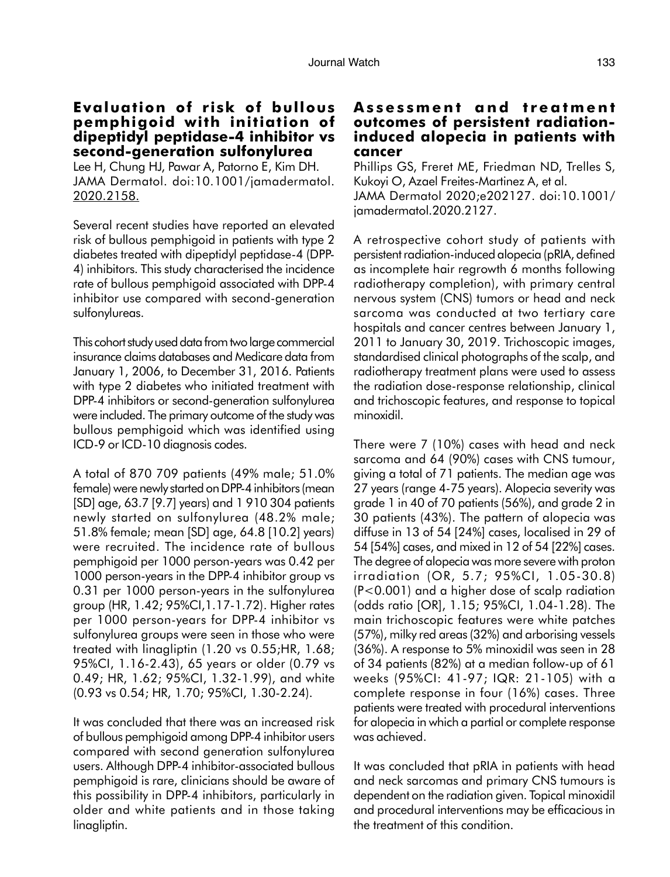## Evaluation of risk of bullous pemphigoid with initiation of dipeptidyl peptidase-4 inhibitor vs second-generation sulfonylurea

Lee H, Chung HJ, Pawar A, Patorno E, Kim DH. JAMA Dermatol. doi:10.1001/jamadermatol.2020.2158.

Several recent studies have reported an elevated risk of bullous pemphigoid in patients with type 2 diabetes treated with dipeptidyl peptidase-4 (DPP-4) inhibitors. This study characterised the incidence rate of bullous pemphigoid associated with DPP-4 inhibitor use compared with second-generation sulfonylureas.

This cohort study used data from two large commercial insurance claims databases and Medicare data from January 1, 2006, to December 31, 2016. Patients with type 2 diabetes who initiated treatment with DPP-4 inhibitors or second-generation sulfonylurea were included. The primary outcome of the study was bullous pemphigoid which was identified using ICD-9 or ICD-10 diagnosis codes.

A total of 870 709 patients (49% male; 51.0% female) were newly started on DPP-4 inhibitors (mean [SD] age, 63.7 [9.7] years) and 1 910 304 patients newly started on sulfonylurea (48.2% male; 51.8% female; mean [SD] age, 64.8 [10.2] years) were recruited. The incidence rate of bullous pemphigoid per 1000 person-years was 0.42 per 1000 person-years in the DPP-4 inhibitor group vs 0.31 per 1000 person-years in the sulfonylurea group (HR, 1.42; 95%CI,1.17-1.72). Higher rates per 1000 person-years for DPP-4 inhibitor vs sulfonylurea groups were seen in those who were treated with linagliptin (1.20 vs 0.55;HR, 1.68; 95%CI, 1.16-2.43), 65 years or older (0.79 vs 0.49; HR, 1.62; 95%CI, 1.32-1.99), and white (0.93 vs 0.54; HR, 1.70; 95%CI, 1.30-2.24).

It was concluded that there was an increased risk of bullous pemphigoid among DPP-4 inhibitor users compared with second generation sulfonylurea users. Although DPP-4 inhibitor-associated bullous pemphigoid is rare, clinicians should be aware of this possibility in DPP-4 inhibitors, particularly in older and white patients and in those taking linagliptin.

## Assessment and treatment outcomes of persistent radiation-induced alopecia in patients with cancer

Phillips GS, Freret ME, Friedman ND, Trelles S, Kukoyi O, Azael Freites-Martinez A, et al. JAMA Dermatol 2020;e202127. doi:10.1001/jamadermatol.2020.2127.

A retrospective cohort study of patients with persistent radiation-induced alopecia (pRIA, defined as incomplete hair regrowth 6 months following radiotherapy completion), with primary central nervous system (CNS) tumors or head and neck sarcoma was conducted at two tertiary care hospitals and cancer centres between January 1, 2011 to January 30, 2019. Trichoscopic images, standardised clinical photographs of the scalp, and radiotherapy treatment plans were used to assess the radiation dose-response relationship, clinical and trichoscopic features, and response to topical minoxidil.

There were 7 (10%) cases with head and neck sarcoma and 64 (90%) cases with CNS tumour, giving a total of 71 patients. The median age was 27 years (range 4-75 years). Alopecia severity was grade 1 in 40 of 70 patients (56%), and grade 2 in 30 patients (43%). The pattern of alopecia was diffuse in 13 of 54 [24%] cases, localised in 29 of 54 [54%] cases, and mixed in 12 of 54 [22%] cases. The degree of alopecia was more severe with proton irradiation (OR, 5.7; 95%CI, 1.05-30.8) ($P<0.001$) and a higher dose of scalp radiation (odds ratio [OR], 1.15; 95%CI, 1.04-1.28). The main trichoscopic features were white patches (57%), milky red areas (32%) and arborising vessels (36%). A response to 5% minoxidil was seen in 28 of 34 patients (82%) at a median follow-up of 61 weeks (95%CI: 41-97; IQR: 21-105) with a complete response in four (16%) cases. Three patients were treated with procedural interventions for alopecia in which a partial or complete response was achieved.

It was concluded that pRIA in patients with head and neck sarcomas and primary CNS tumours is dependent on the radiation given. Topical minoxidil and procedural interventions may be efficacious in the treatment of this condition.